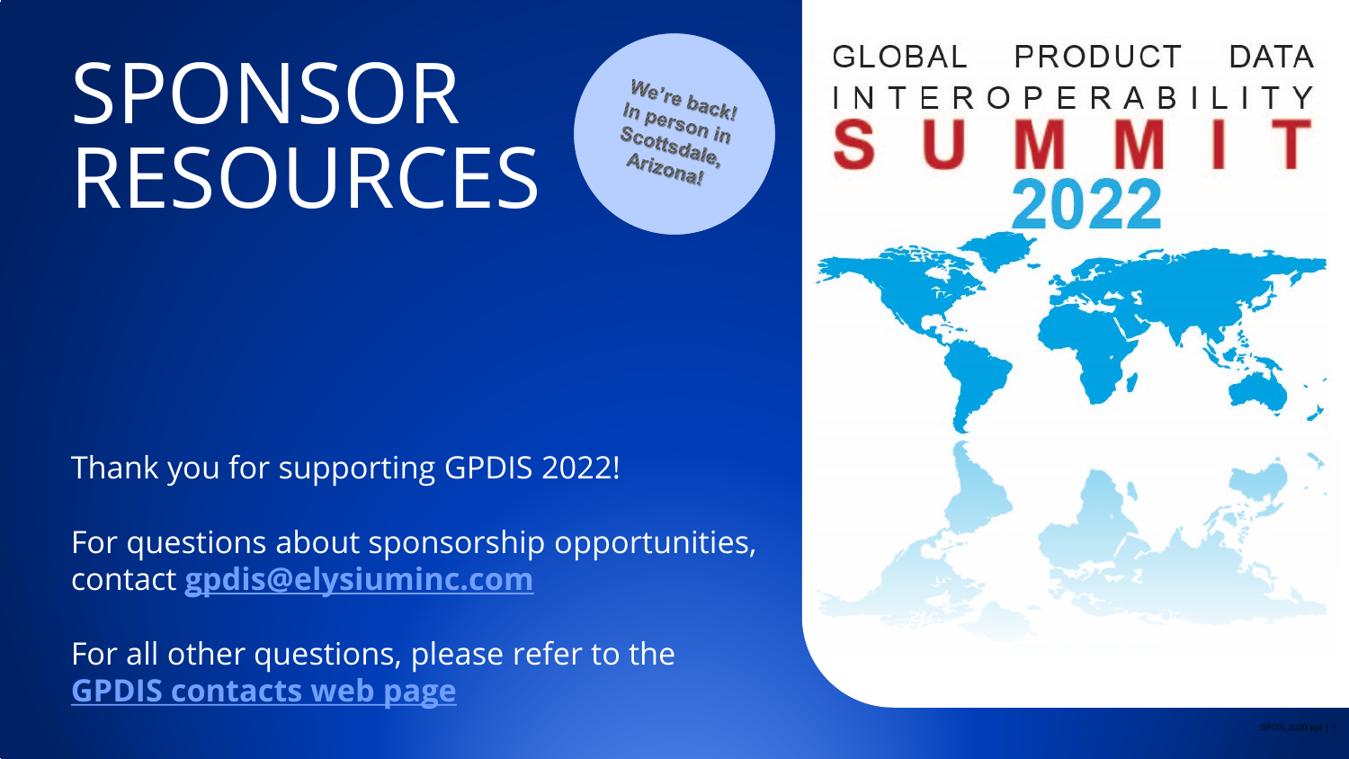# SPONSOR RESOURCES

*We're back! In person in Scottsdale, Arizona!*

GLOBAL PRODUCT DATA INTEROPERABILITY SUMMIT 2022

Thank you for supporting GPDIS 2022!

For questions about sponsorship opportunities, contact **gpdis@elysiuminc.com**

For all other questions, please refer to the **GPDIS contacts web page**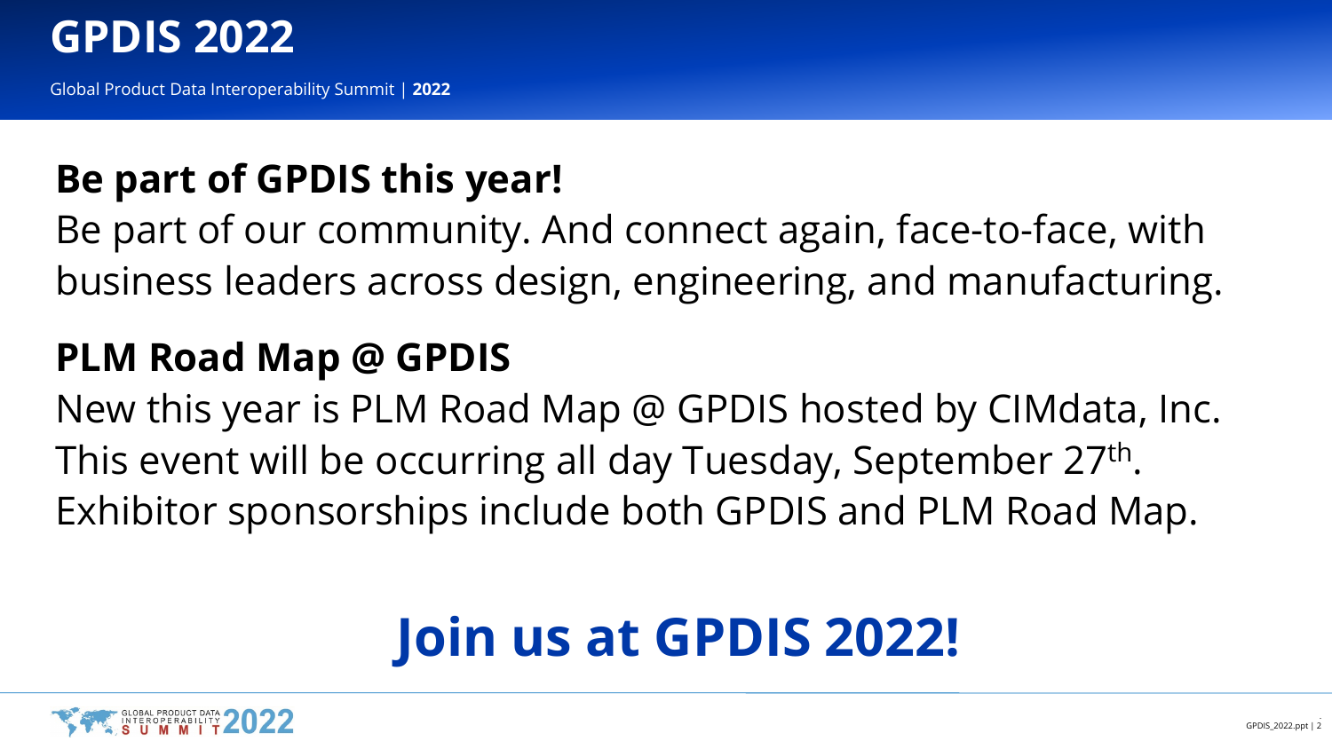## Be part of GPDIS this year!

Be part of our community. And connect again, face-to-face, with business leaders across design, engineering, and manufacturing.

## PLM Road Map @ GPDIS

New this year is PLM Road Map @ GPDIS hosted by CIMdata, Inc. This event will be occurring all day Tuesday, September 27th. Exhibitor sponsorships include both GPDIS and PLM Road Map.

# Join us at GPDIS 2022!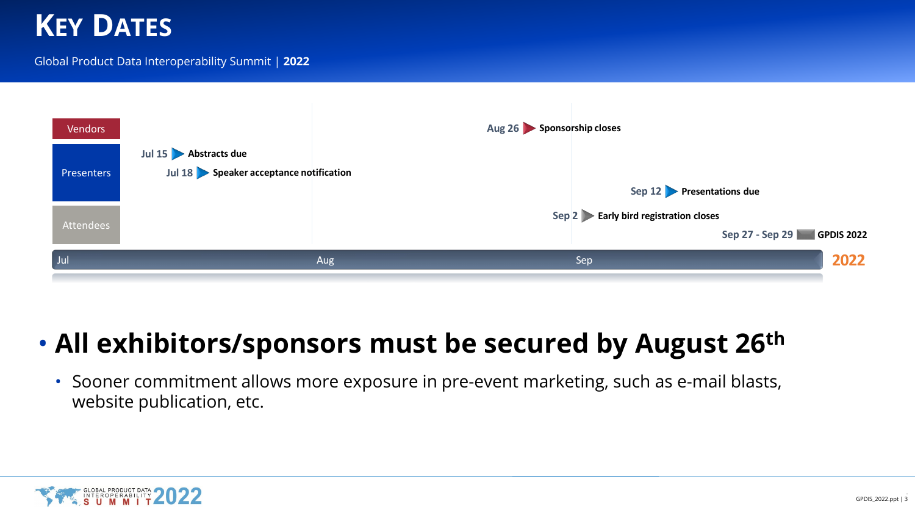# KEY DATES

Global Product Data Interoperability Summit | **2022**

| Group | Date | Milestone |
| --- | --- | --- |
| Vendors | Aug 26 | **Sponsorship closes** |
| Presenters | Jul 15 | **Abstracts due** |
| Presenters | Jul 18 | **Speaker acceptance notification** |
| Presenters | Sep 12 | **Presentations due** |
| Attendees | Sep 2 | **Early bird registration closes** |
| Attendees | Sep 27 - Sep 29 | **GPDIS 2022** |

Jul | Aug | Sep | 2022

- **All exhibitors/sponsors must be secured by August 26th**
  - Sooner commitment allows more exposure in pre-event marketing, such as e-mail blasts, website publication, etc.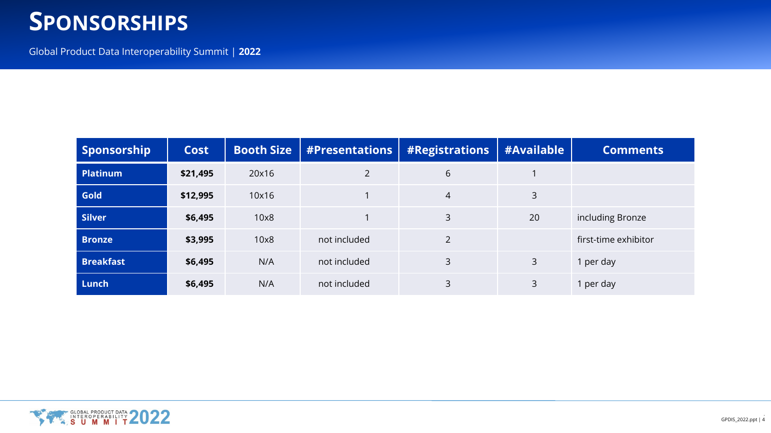# Sponsorships

Global Product Data Interoperability Summit | **2022**

| Sponsorship | Cost | Booth Size | #Presentations | #Registrations | #Available | Comments |
|---|---|---|---|---|---|---|
| **Platinum** | **$21,495** | 20x16 | 2 | 6 | 1 | |
| **Gold** | **$12,995** | 10x16 | 1 | 4 | 3 | |
| **Silver** | **$6,495** | 10x8 | 1 | 3 | 20 | including Bronze |
| **Bronze** | **$3,995** | 10x8 | not included | 2 | | first-time exhibitor |
| **Breakfast** | **$6,495** | N/A | not included | 3 | 3 | 1 per day |
| **Lunch** | **$6,495** | N/A | not included | 3 | 3 | 1 per day |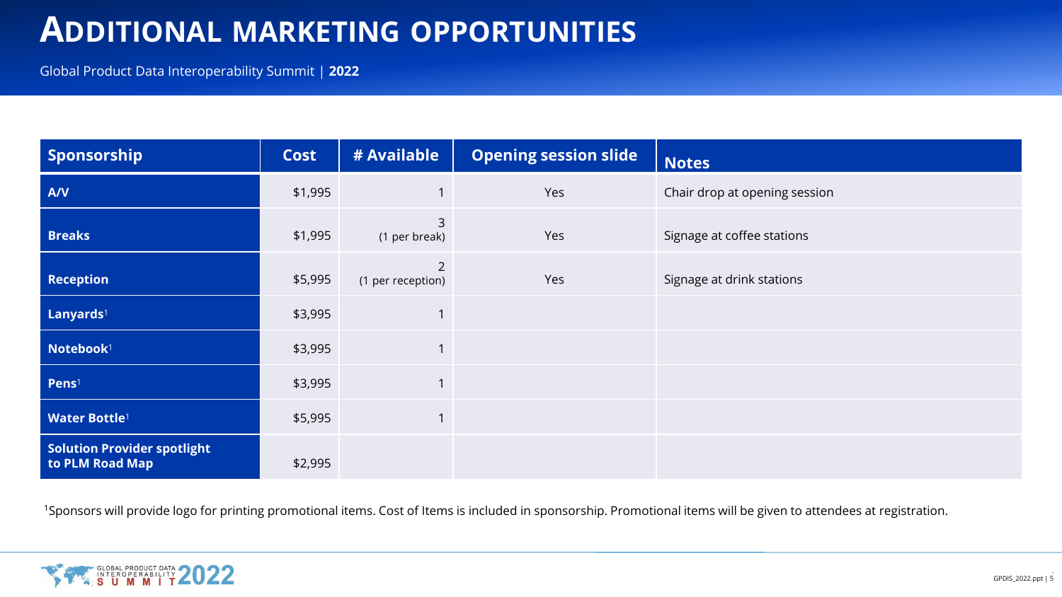# ADDITIONAL MARKETING OPPORTUNITIES

Global Product Data Interoperability Summit | **2022**

| Sponsorship | Cost | # Available | Opening session slide | Notes |
|---|---|---|---|---|
| **A/V** | $1,995 | 1 | Yes | Chair drop at opening session |
| **Breaks** | $1,995 | 3 (1 per break) | Yes | Signage at coffee stations |
| **Reception** | $5,995 | 2 (1 per reception) | Yes | Signage at drink stations |
| **Lanyards**[1] | $3,995 | 1 | | |
| **Notebook**[1] | $3,995 | 1 | | |
| **Pens**[1] | $3,995 | 1 | | |
| **Water Bottle**[1] | $5,995 | 1 | | |
| **Solution Provider spotlight to PLM Road Map** | $2,995 | | | |

[1]Sponsors will provide logo for printing promotional items. Cost of Items is included in sponsorship. Promotional items will be given to attendees at registration.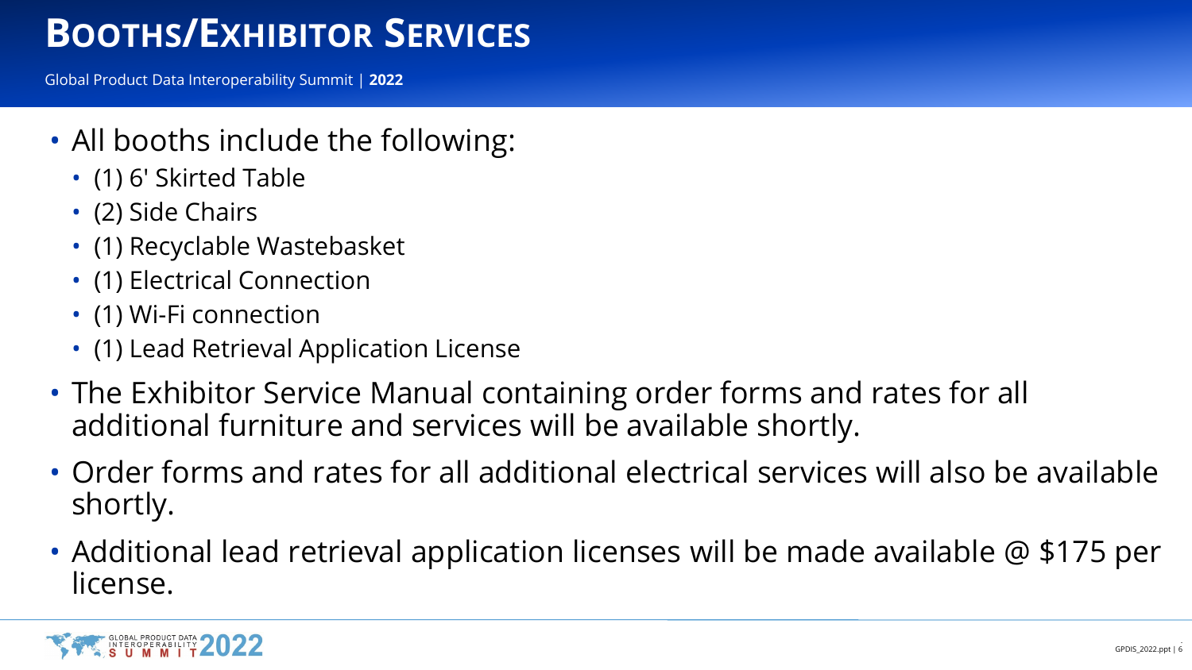# Booths/Exhibitor Services

Global Product Data Interoperability Summit | **2022**

- All booths include the following:
  - (1) 6' Skirted Table
  - (2) Side Chairs
  - (1) Recyclable Wastebasket
  - (1) Electrical Connection
  - (1) Wi-Fi connection
  - (1) Lead Retrieval Application License
- The Exhibitor Service Manual containing order forms and rates for all additional furniture and services will be available shortly.
- Order forms and rates for all additional electrical services will also be available shortly.
- Additional lead retrieval application licenses will be made available @ $175 per license.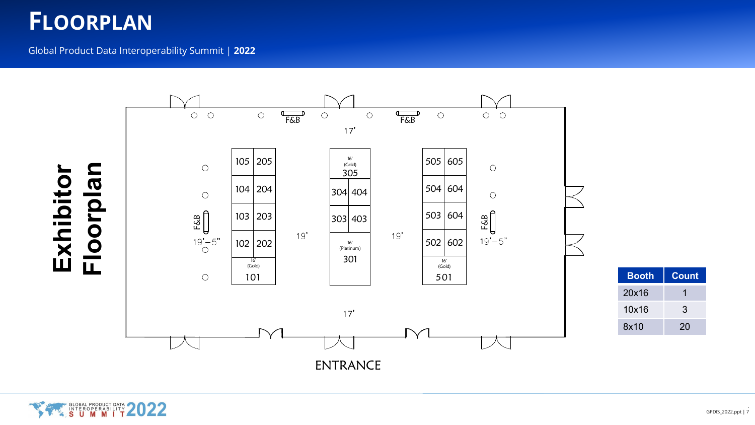# Floorplan

Global Product Data Interoperability Summit | **2022**

**Exhibitor Floorplan**

F&B F&B

17'

105 205
104 204
103 203
102 202
16' (Gold) 101

16' (Gold) 305
304 404
303 403
16' (Platinum) 301

505 605
504 604
503 604
502 602
16' (Gold) 501

F&B 19'–5"

19'

19'

F&B 19'–5"

17'

ENTRANCE

| Booth | Count |
|---|---|
| 20x16 | 1 |
| 10x16 | 3 |
| 8x10 | 20 |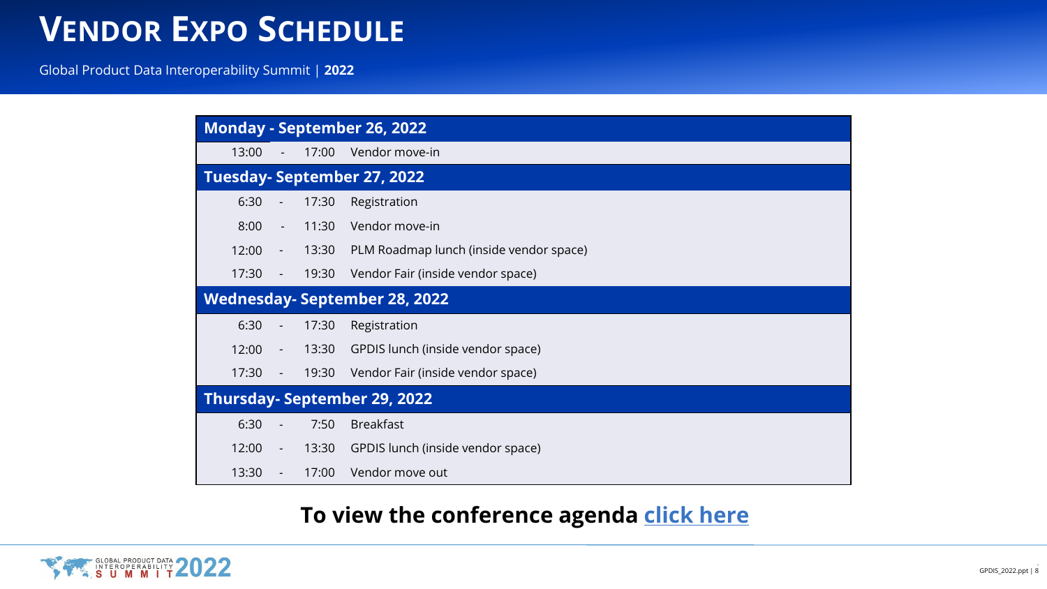# Vendor Expo Schedule

Global Product Data Interoperability Summit | **2022**

| | | | |
|---|---|---|---|
| **Monday - September 26, 2022** | | | |
| 13:00 | - | 17:00 | Vendor move-in |
| **Tuesday- September 27, 2022** | | | |
| 6:30 | - | 17:30 | Registration |
| 8:00 | - | 11:30 | Vendor move-in |
| 12:00 | - | 13:30 | PLM Roadmap lunch (inside vendor space) |
| 17:30 | - | 19:30 | Vendor Fair (inside vendor space) |
| **Wednesday- September 28, 2022** | | | |
| 6:30 | - | 17:30 | Registration |
| 12:00 | - | 13:30 | GPDIS lunch (inside vendor space) |
| 17:30 | - | 19:30 | Vendor Fair (inside vendor space) |
| **Thursday- September 29, 2022** | | | |
| 6:30 | - | 7:50 | Breakfast |
| 12:00 | - | 13:30 | GPDIS lunch (inside vendor space) |
| 13:30 | - | 17:00 | Vendor move out |

**To view the conference agenda click here**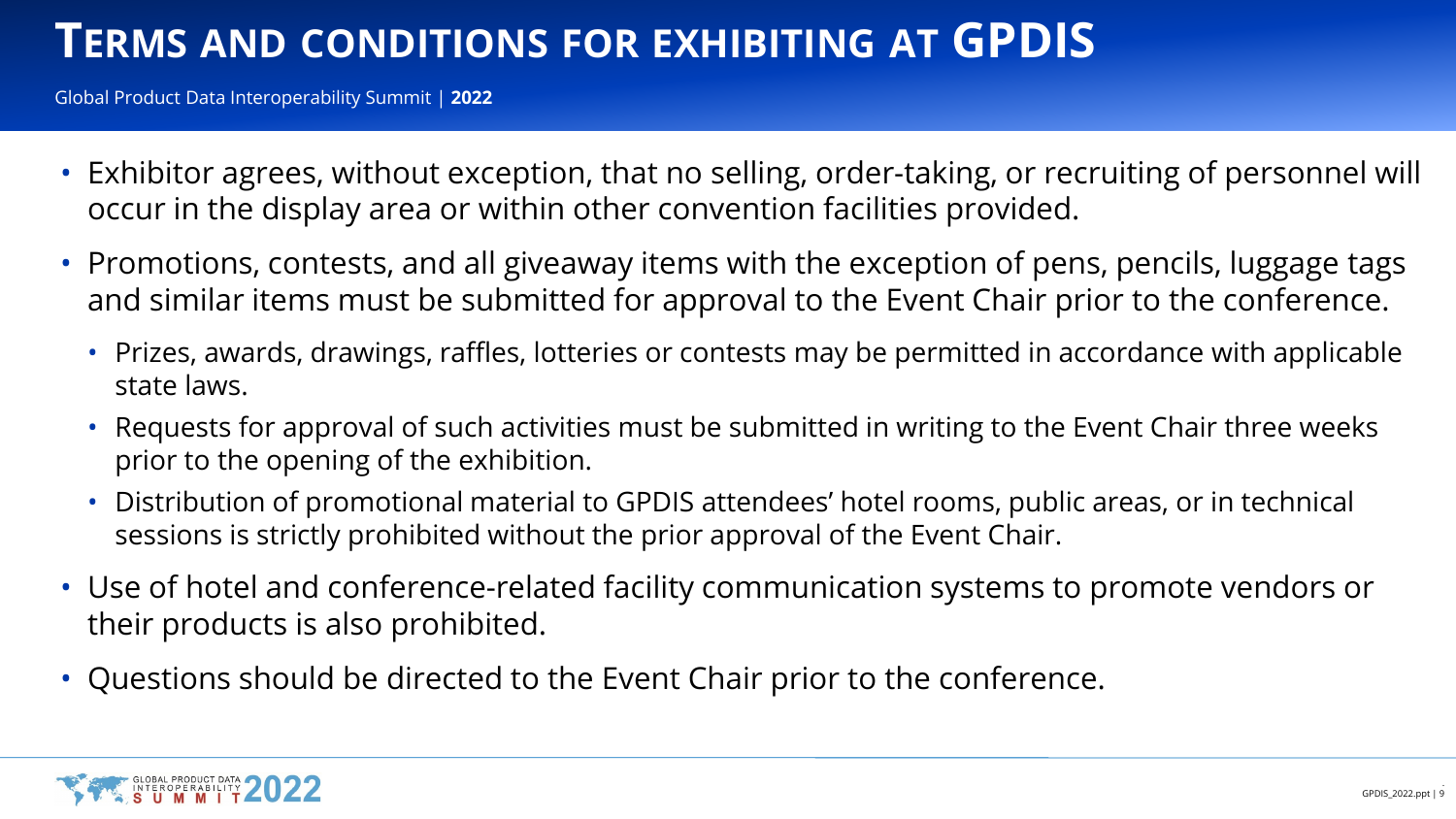# Terms and conditions for exhibiting at GPDIS

Global Product Data Interoperability Summit | **2022**

- Exhibitor agrees, without exception, that no selling, order-taking, or recruiting of personnel will occur in the display area or within other convention facilities provided.
- Promotions, contests, and all giveaway items with the exception of pens, pencils, luggage tags and similar items must be submitted for approval to the Event Chair prior to the conference.
  - Prizes, awards, drawings, raffles, lotteries or contests may be permitted in accordance with applicable state laws.
  - Requests for approval of such activities must be submitted in writing to the Event Chair three weeks prior to the opening of the exhibition.
  - Distribution of promotional material to GPDIS attendees' hotel rooms, public areas, or in technical sessions is strictly prohibited without the prior approval of the Event Chair.
- Use of hotel and conference-related facility communication systems to promote vendors or their products is also prohibited.
- Questions should be directed to the Event Chair prior to the conference.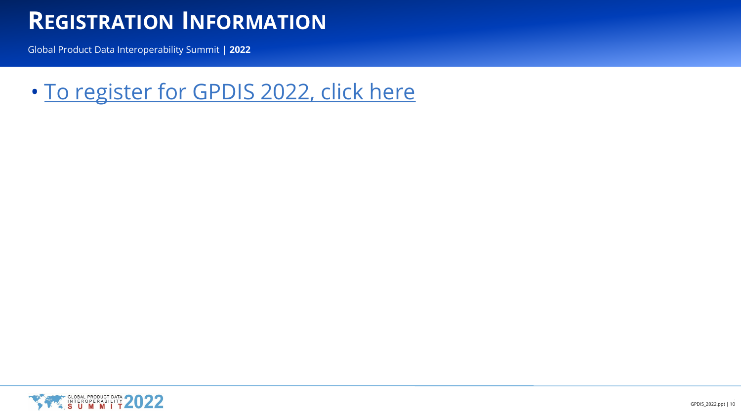# Registration Information

Global Product Data Interoperability Summit | **2022**

- To register for GPDIS 2022, click here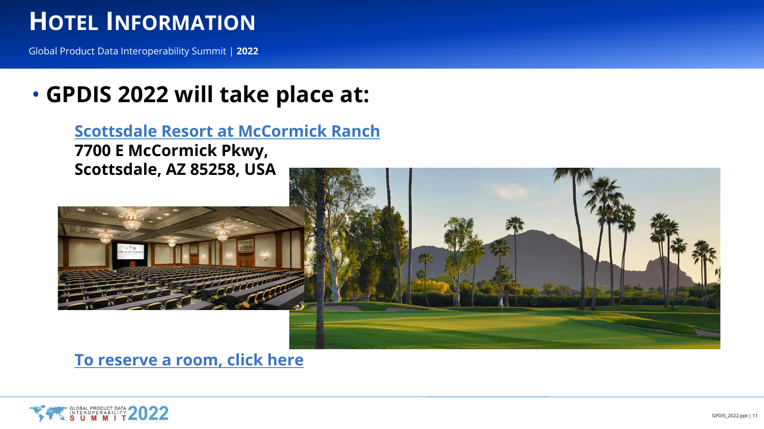# Hotel Information

Global Product Data Interoperability Summit | **2022**

- **GPDIS 2022 will take place at:**

**Scottsdale Resort at McCormick Ranch**
**7700 E McCormick Pkwy,**
**Scottsdale, AZ 85258, USA**

**To reserve a room, click here**